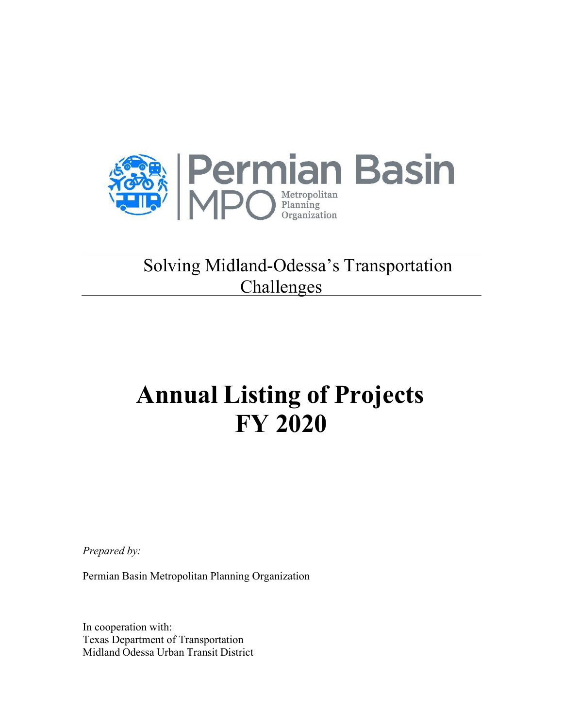Permian Basin MPO Metropolitan Planning Organization

Solving Midland-Odessa's Transportation Challenges

# Annual Listing of Projects FY 2020

*Prepared by:*

Permian Basin Metropolitan Planning Organization

In cooperation with:
Texas Department of Transportation
Midland Odessa Urban Transit District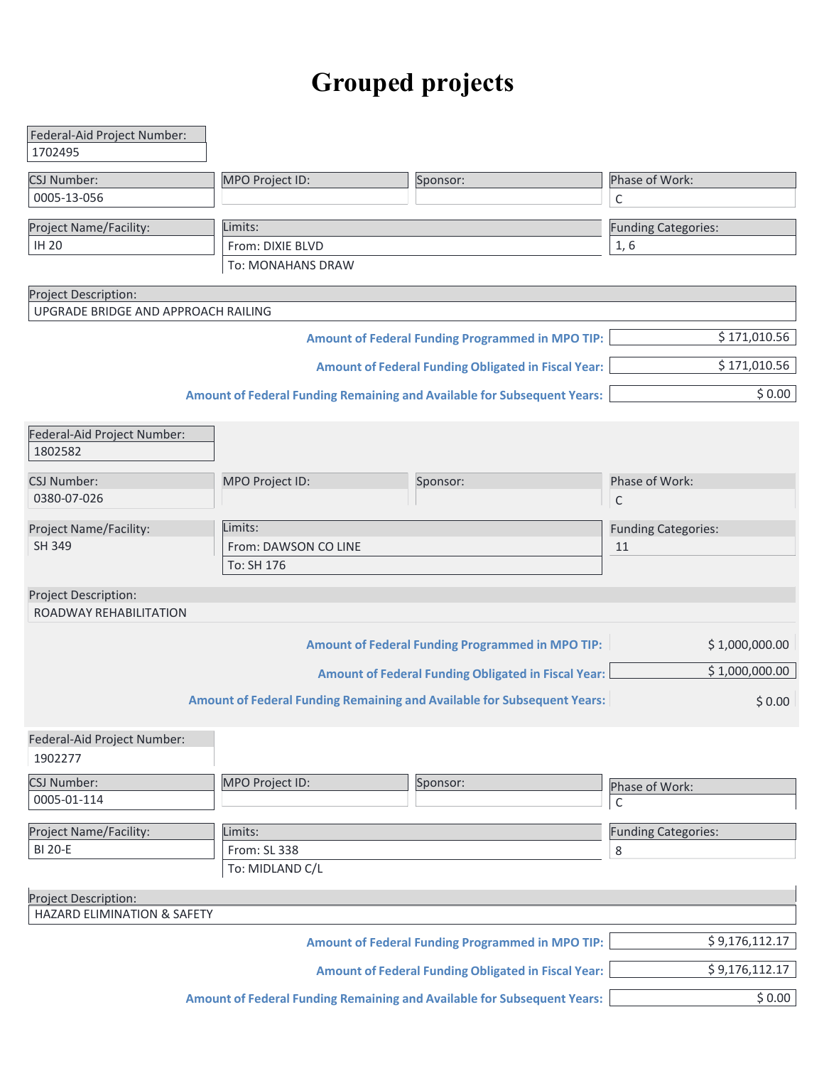# Grouped projects

**Federal-Aid Project Number:** 1702495

| CSJ Number: | MPO Project ID: | Sponsor: | Phase of Work: |
|---|---|---|---|
| 0005-13-056 | | | C |

| Project Name/Facility: | Limits: | Funding Categories: |
|---|---|---|
| IH 20 | From: DIXIE BLVD<br>To: MONAHANS DRAW | 1, 6 |

**Project Description:**
UPGRADE BRIDGE AND APPROACH RAILING

| | |
|---|---|
| **Amount of Federal Funding Programmed in MPO TIP:** | $ 171,010.56 |
| **Amount of Federal Funding Obligated in Fiscal Year:** | $ 171,010.56 |
| **Amount of Federal Funding Remaining and Available for Subsequent Years:** | $ 0.00 |

**Federal-Aid Project Number:** 1802582

| CSJ Number: | MPO Project ID: | Sponsor: | Phase of Work: |
|---|---|---|---|
| 0380-07-026 | | | C |

| Project Name/Facility: | Limits: | Funding Categories: |
|---|---|---|
| SH 349 | From: DAWSON CO LINE<br>To: SH 176 | 11 |

**Project Description:**
ROADWAY REHABILITATION

| | |
|---|---|
| **Amount of Federal Funding Programmed in MPO TIP:** | $ 1,000,000.00 |
| **Amount of Federal Funding Obligated in Fiscal Year:** | $ 1,000,000.00 |
| **Amount of Federal Funding Remaining and Available for Subsequent Years:** | $ 0.00 |

**Federal-Aid Project Number:** 1902277

| CSJ Number: | MPO Project ID: | Sponsor: | Phase of Work: |
|---|---|---|---|
| 0005-01-114 | | | C |

| Project Name/Facility: | Limits: | Funding Categories: |
|---|---|---|
| BI 20-E | From: SL 338<br>To: MIDLAND C/L | 8 |

**Project Description:**
HAZARD ELIMINATION & SAFETY

| | |
|---|---|
| **Amount of Federal Funding Programmed in MPO TIP:** | $ 9,176,112.17 |
| **Amount of Federal Funding Obligated in Fiscal Year:** | $ 9,176,112.17 |
| **Amount of Federal Funding Remaining and Available for Subsequent Years:** | $ 0.00 |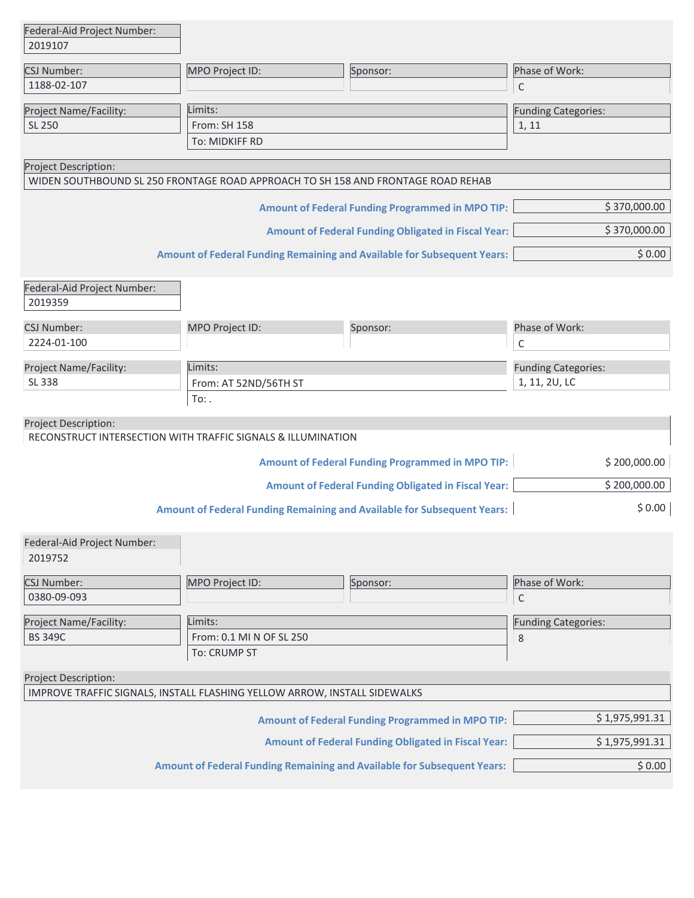Federal-Aid Project Number: 2019107

| CSJ Number: | MPO Project ID: | Sponsor: | Phase of Work: |
|---|---|---|---|
| 1188-02-107 | | | C |

| Project Name/Facility: | Limits: | Funding Categories: |
|---|---|---|
| SL 250 | From: SH 158<br>To: MIDKIFF RD | 1, 11 |

Project Description:
WIDEN SOUTHBOUND SL 250 FRONTAGE ROAD APPROACH TO SH 158 AND FRONTAGE ROAD REHAB

**Amount of Federal Funding Programmed in MPO TIP:** $ 370,000.00

**Amount of Federal Funding Obligated in Fiscal Year:** $ 370,000.00

**Amount of Federal Funding Remaining and Available for Subsequent Years:** $ 0.00

---

Federal-Aid Project Number: 2019359

| CSJ Number: | MPO Project ID: | Sponsor: | Phase of Work: |
|---|---|---|---|
| 2224-01-100 | | | C |

| Project Name/Facility: | Limits: | Funding Categories: |
|---|---|---|
| SL 338 | From: AT 52ND/56TH ST<br>To: . | 1, 11, 2U, LC |

Project Description:
RECONSTRUCT INTERSECTION WITH TRAFFIC SIGNALS & ILLUMINATION

**Amount of Federal Funding Programmed in MPO TIP:** $ 200,000.00

**Amount of Federal Funding Obligated in Fiscal Year:** $ 200,000.00

**Amount of Federal Funding Remaining and Available for Subsequent Years:** $ 0.00

---

Federal-Aid Project Number: 2019752

| CSJ Number: | MPO Project ID: | Sponsor: | Phase of Work: |
|---|---|---|---|
| 0380-09-093 | | | C |

| Project Name/Facility: | Limits: | Funding Categories: |
|---|---|---|
| BS 349C | From: 0.1 MI N OF SL 250<br>To: CRUMP ST | 8 |

Project Description:
IMPROVE TRAFFIC SIGNALS, INSTALL FLASHING YELLOW ARROW, INSTALL SIDEWALKS

**Amount of Federal Funding Programmed in MPO TIP:** $ 1,975,991.31

**Amount of Federal Funding Obligated in Fiscal Year:** $ 1,975,991.31

**Amount of Federal Funding Remaining and Available for Subsequent Years:** $ 0.00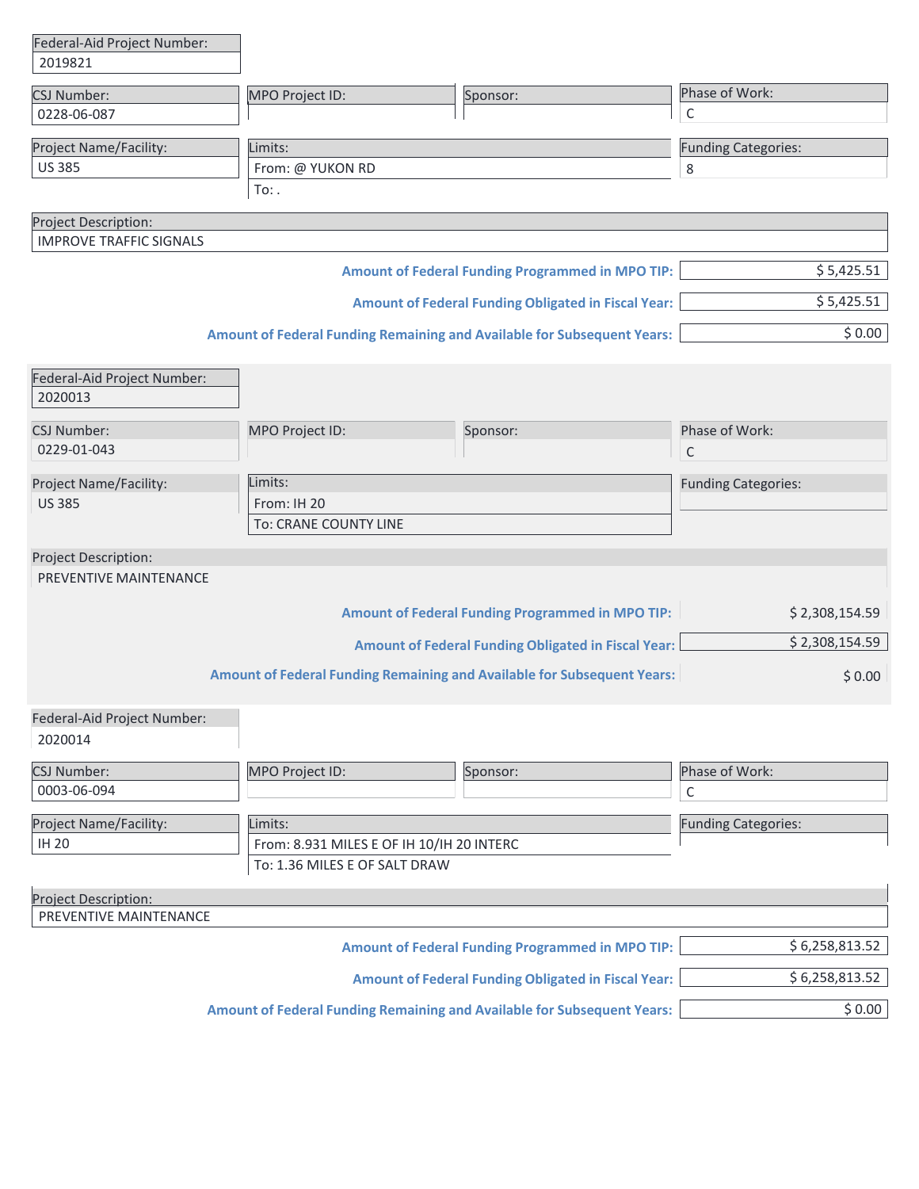| Federal-Aid Project Number: |
| --- |
| 2019821 |

| CSJ Number: | MPO Project ID: | Sponsor: | Phase of Work: |
| --- | --- | --- | --- |
| 0228-06-087 | | | C |

| Project Name/Facility: | Limits: | Funding Categories: |
| --- | --- | --- |
| US 385 | From: @ YUKON RD | 8 |
| | To: . | |

| Project Description: |
| --- |
| IMPROVE TRAFFIC SIGNALS |

| | |
| --- | --- |
| **Amount of Federal Funding Programmed in MPO TIP:** | $ 5,425.51 |
| **Amount of Federal Funding Obligated in Fiscal Year:** | $ 5,425.51 |
| **Amount of Federal Funding Remaining and Available for Subsequent Years:** | $ 0.00 |

| Federal-Aid Project Number: |
| --- |
| 2020013 |

| CSJ Number: | MPO Project ID: | Sponsor: | Phase of Work: |
| --- | --- | --- | --- |
| 0229-01-043 | | | C |

| Project Name/Facility: | Limits: | Funding Categories: |
| --- | --- | --- |
| US 385 | From: IH 20 | |
| | To: CRANE COUNTY LINE | |

| Project Description: |
| --- |
| PREVENTIVE MAINTENANCE |

| | |
| --- | --- |
| **Amount of Federal Funding Programmed in MPO TIP:** | $ 2,308,154.59 |
| **Amount of Federal Funding Obligated in Fiscal Year:** | $ 2,308,154.59 |
| **Amount of Federal Funding Remaining and Available for Subsequent Years:** | $ 0.00 |

| Federal-Aid Project Number: |
| --- |
| 2020014 |

| CSJ Number: | MPO Project ID: | Sponsor: | Phase of Work: |
| --- | --- | --- | --- |
| 0003-06-094 | | | C |

| Project Name/Facility: | Limits: | Funding Categories: |
| --- | --- | --- |
| IH 20 | From: 8.931 MILES E OF IH 10/IH 20 INTERC | |
| | To: 1.36 MILES E OF SALT DRAW | |

| Project Description: |
| --- |
| PREVENTIVE MAINTENANCE |

| | |
| --- | --- |
| **Amount of Federal Funding Programmed in MPO TIP:** | $ 6,258,813.52 |
| **Amount of Federal Funding Obligated in Fiscal Year:** | $ 6,258,813.52 |
| **Amount of Federal Funding Remaining and Available for Subsequent Years:** | $ 0.00 |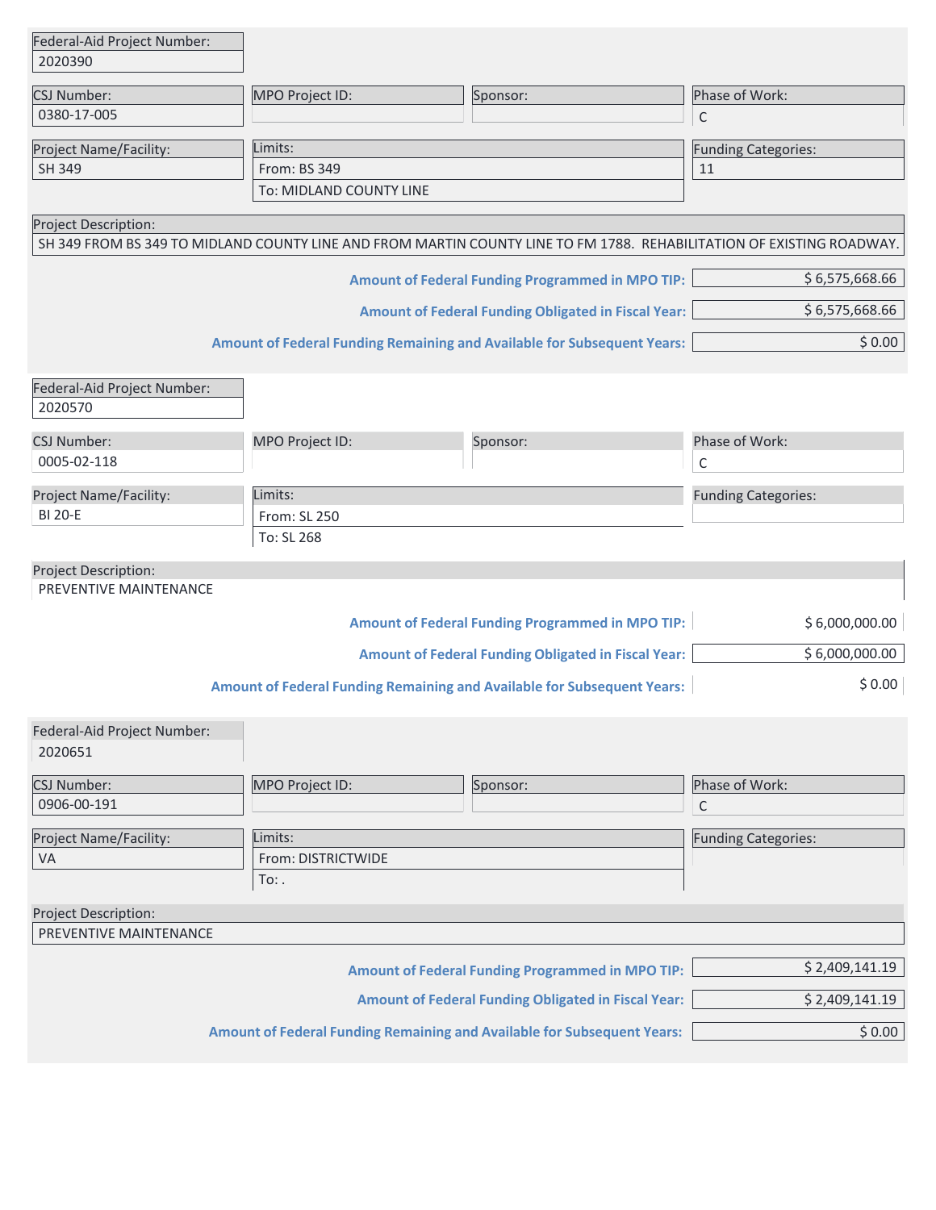| Federal-Aid Project Number: |
| --- |
| 2020390 |

| CSJ Number: | MPO Project ID: | Sponsor: | Phase of Work: |
| --- | --- | --- | --- |
| 0380-17-005 | | | C |

| Project Name/Facility: | Limits: | Funding Categories: |
| --- | --- | --- |
| SH 349 | From: BS 349 | 11 |
| | To: MIDLAND COUNTY LINE | |

| Project Description: |
| --- |
| SH 349 FROM BS 349 TO MIDLAND COUNTY LINE AND FROM MARTIN COUNTY LINE TO FM 1788. REHABILITATION OF EXISTING ROADWAY. |

| | |
| --- | --- |
| **Amount of Federal Funding Programmed in MPO TIP:** | $ 6,575,668.66 |
| **Amount of Federal Funding Obligated in Fiscal Year:** | $ 6,575,668.66 |
| **Amount of Federal Funding Remaining and Available for Subsequent Years:** | $ 0.00 |

| Federal-Aid Project Number: |
| --- |
| 2020570 |

| CSJ Number: | MPO Project ID: | Sponsor: | Phase of Work: |
| --- | --- | --- | --- |
| 0005-02-118 | | | C |

| Project Name/Facility: | Limits: | Funding Categories: |
| --- | --- | --- |
| BI 20-E | From: SL 250 | |
| | To: SL 268 | |

| Project Description: |
| --- |
| PREVENTIVE MAINTENANCE |

| | |
| --- | --- |
| **Amount of Federal Funding Programmed in MPO TIP:** | $ 6,000,000.00 |
| **Amount of Federal Funding Obligated in Fiscal Year:** | $ 6,000,000.00 |
| **Amount of Federal Funding Remaining and Available for Subsequent Years:** | $ 0.00 |

| Federal-Aid Project Number: |
| --- |
| 2020651 |

| CSJ Number: | MPO Project ID: | Sponsor: | Phase of Work: |
| --- | --- | --- | --- |
| 0906-00-191 | | | C |

| Project Name/Facility: | Limits: | Funding Categories: |
| --- | --- | --- |
| VA | From: DISTRICTWIDE | |
| | To: . | |

| Project Description: |
| --- |
| PREVENTIVE MAINTENANCE |

| | |
| --- | --- |
| **Amount of Federal Funding Programmed in MPO TIP:** | $ 2,409,141.19 |
| **Amount of Federal Funding Obligated in Fiscal Year:** | $ 2,409,141.19 |
| **Amount of Federal Funding Remaining and Available for Subsequent Years:** | $ 0.00 |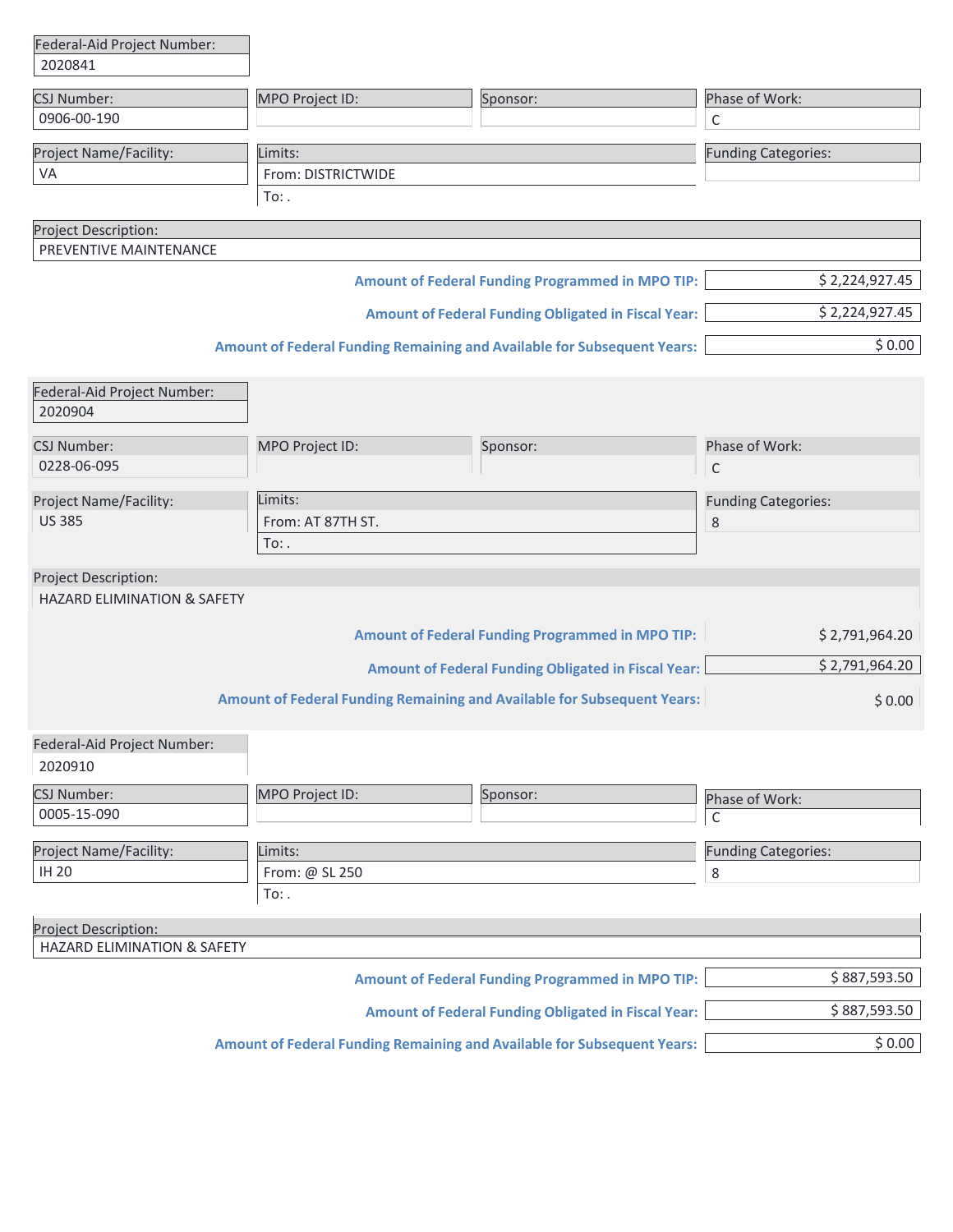| Federal-Aid Project Number: |
| --- |
| 2020841 |

| CSJ Number: | MPO Project ID: | Sponsor: | Phase of Work: |
| --- | --- | --- | --- |
| 0906-00-190 | | | C |

| Project Name/Facility: | Limits: | Funding Categories: |
| --- | --- | --- |
| VA | From: DISTRICTWIDE | |
| | To: . | |

| Project Description: |
| --- |
| PREVENTIVE MAINTENANCE |

| | |
| --- | --- |
| **Amount of Federal Funding Programmed in MPO TIP:** | $ 2,224,927.45 |
| **Amount of Federal Funding Obligated in Fiscal Year:** | $ 2,224,927.45 |
| **Amount of Federal Funding Remaining and Available for Subsequent Years:** | $ 0.00 |

| Federal-Aid Project Number: |
| --- |
| 2020904 |

| CSJ Number: | MPO Project ID: | Sponsor: | Phase of Work: |
| --- | --- | --- | --- |
| 0228-06-095 | | | C |

| Project Name/Facility: | Limits: | Funding Categories: |
| --- | --- | --- |
| US 385 | From: AT 87TH ST. | 8 |
| | To: . | |

| Project Description: |
| --- |
| HAZARD ELIMINATION & SAFETY |

| | |
| --- | --- |
| **Amount of Federal Funding Programmed in MPO TIP:** | $ 2,791,964.20 |
| **Amount of Federal Funding Obligated in Fiscal Year:** | $ 2,791,964.20 |
| **Amount of Federal Funding Remaining and Available for Subsequent Years:** | $ 0.00 |

| Federal-Aid Project Number: |
| --- |
| 2020910 |

| CSJ Number: | MPO Project ID: | Sponsor: | Phase of Work: |
| --- | --- | --- | --- |
| 0005-15-090 | | | C |

| Project Name/Facility: | Limits: | Funding Categories: |
| --- | --- | --- |
| IH 20 | From: @ SL 250 | 8 |
| | To: . | |

| Project Description: |
| --- |
| HAZARD ELIMINATION & SAFETY |

| | |
| --- | --- |
| **Amount of Federal Funding Programmed in MPO TIP:** | $ 887,593.50 |
| **Amount of Federal Funding Obligated in Fiscal Year:** | $ 887,593.50 |
| **Amount of Federal Funding Remaining and Available for Subsequent Years:** | $ 0.00 |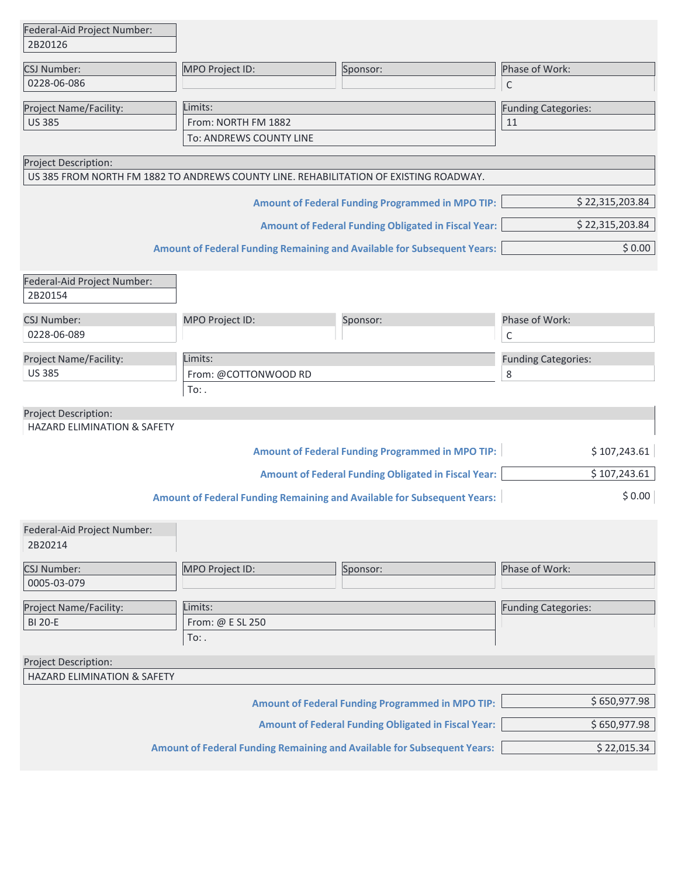| Federal-Aid Project Number: |
|---|
| 2B20126 |

| CSJ Number: | MPO Project ID: | Sponsor: | Phase of Work: |
|---|---|---|---|
| 0228-06-086 | | | C |

| Project Name/Facility: | Limits: | Funding Categories: |
|---|---|---|
| US 385 | From: NORTH FM 1882 | 11 |
| | To: ANDREWS COUNTY LINE | |

| Project Description: |
|---|
| US 385 FROM NORTH FM 1882 TO ANDREWS COUNTY LINE. REHABILITATION OF EXISTING ROADWAY. |

| | |
|---|---|
| **Amount of Federal Funding Programmed in MPO TIP:** | $ 22,315,203.84 |
| **Amount of Federal Funding Obligated in Fiscal Year:** | $ 22,315,203.84 |
| **Amount of Federal Funding Remaining and Available for Subsequent Years:** | $ 0.00 |

| Federal-Aid Project Number: |
|---|
| 2B20154 |

| CSJ Number: | MPO Project ID: | Sponsor: | Phase of Work: |
|---|---|---|---|
| 0228-06-089 | | | C |

| Project Name/Facility: | Limits: | Funding Categories: |
|---|---|---|
| US 385 | From: @COTTONWOOD RD | 8 |
| | To: . | |

| Project Description: |
|---|
| HAZARD ELIMINATION & SAFETY |

| | |
|---|---|
| **Amount of Federal Funding Programmed in MPO TIP:** | $ 107,243.61 |
| **Amount of Federal Funding Obligated in Fiscal Year:** | $ 107,243.61 |
| **Amount of Federal Funding Remaining and Available for Subsequent Years:** | $ 0.00 |

| Federal-Aid Project Number: |
|---|
| 2B20214 |

| CSJ Number: | MPO Project ID: | Sponsor: | Phase of Work: |
|---|---|---|---|
| 0005-03-079 | | | |

| Project Name/Facility: | Limits: | Funding Categories: |
|---|---|---|
| BI 20-E | From: @ E SL 250 | |
| | To: . | |

| Project Description: |
|---|
| HAZARD ELIMINATION & SAFETY |

| | |
|---|---|
| **Amount of Federal Funding Programmed in MPO TIP:** | $ 650,977.98 |
| **Amount of Federal Funding Obligated in Fiscal Year:** | $ 650,977.98 |
| **Amount of Federal Funding Remaining and Available for Subsequent Years:** | $ 22,015.34 |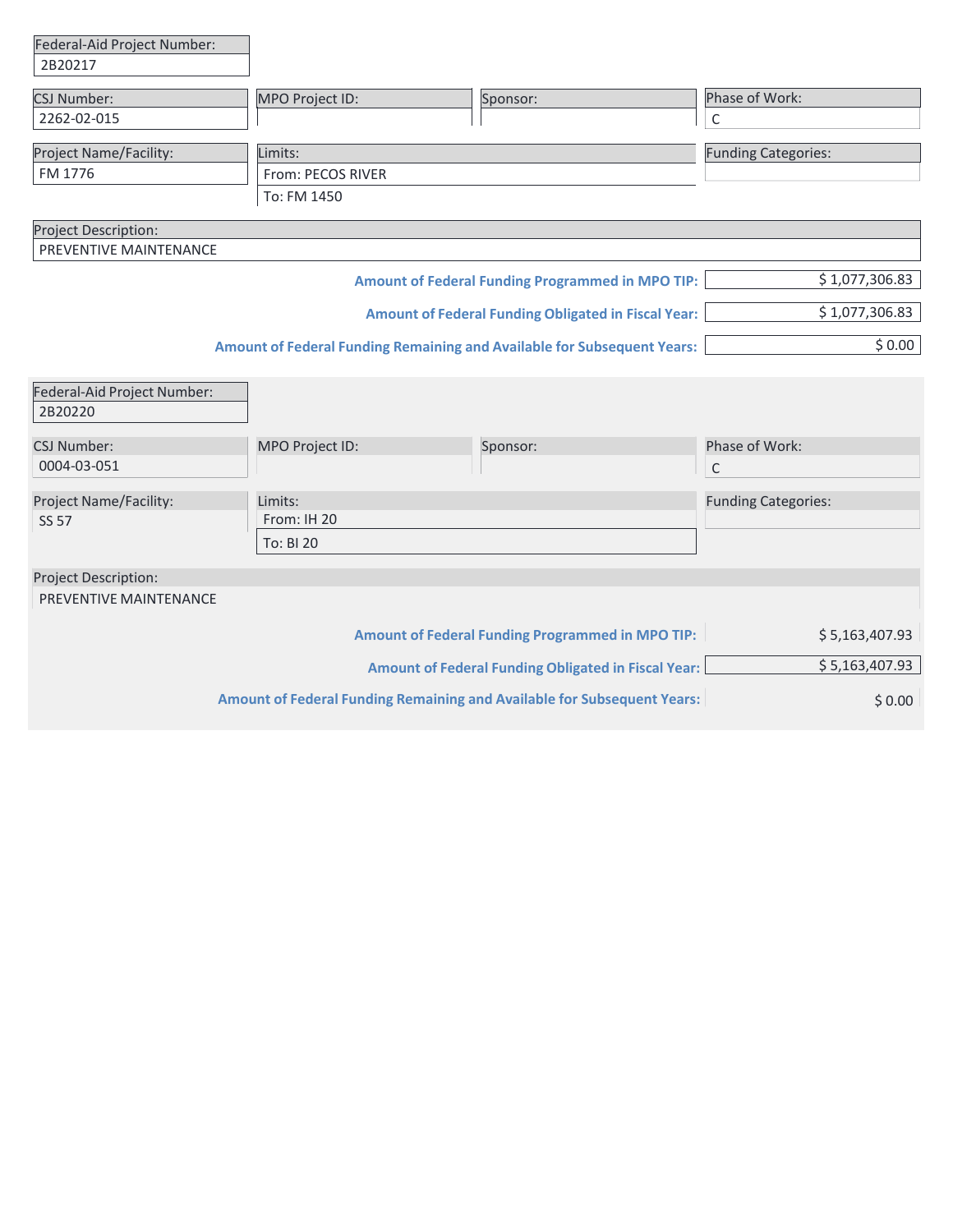**Federal-Aid Project Number:** 2B20217

| CSJ Number: | MPO Project ID: | Sponsor: | Phase of Work: |
|---|---|---|---|
| 2262-02-015 | | | C |

| Project Name/Facility: | Limits: | Funding Categories: |
|---|---|---|
| FM 1776 | From: PECOS RIVER<br>To: FM 1450 | |

**Project Description:**
PREVENTIVE MAINTENANCE

| | |
|---|---|
| **Amount of Federal Funding Programmed in MPO TIP:** | $ 1,077,306.83 |
| **Amount of Federal Funding Obligated in Fiscal Year:** | $ 1,077,306.83 |
| **Amount of Federal Funding Remaining and Available for Subsequent Years:** | $ 0.00 |

---

**Federal-Aid Project Number:** 2B20220

| CSJ Number: | MPO Project ID: | Sponsor: | Phase of Work: |
|---|---|---|---|
| 0004-03-051 | | | C |

| Project Name/Facility: | Limits: | Funding Categories: |
|---|---|---|
| SS 57 | From: IH 20<br>To: BI 20 | |

**Project Description:**
PREVENTIVE MAINTENANCE

| | |
|---|---|
| **Amount of Federal Funding Programmed in MPO TIP:** | $ 5,163,407.93 |
| **Amount of Federal Funding Obligated in Fiscal Year:** | $ 5,163,407.93 |
| **Amount of Federal Funding Remaining and Available for Subsequent Years:** | $ 0.00 |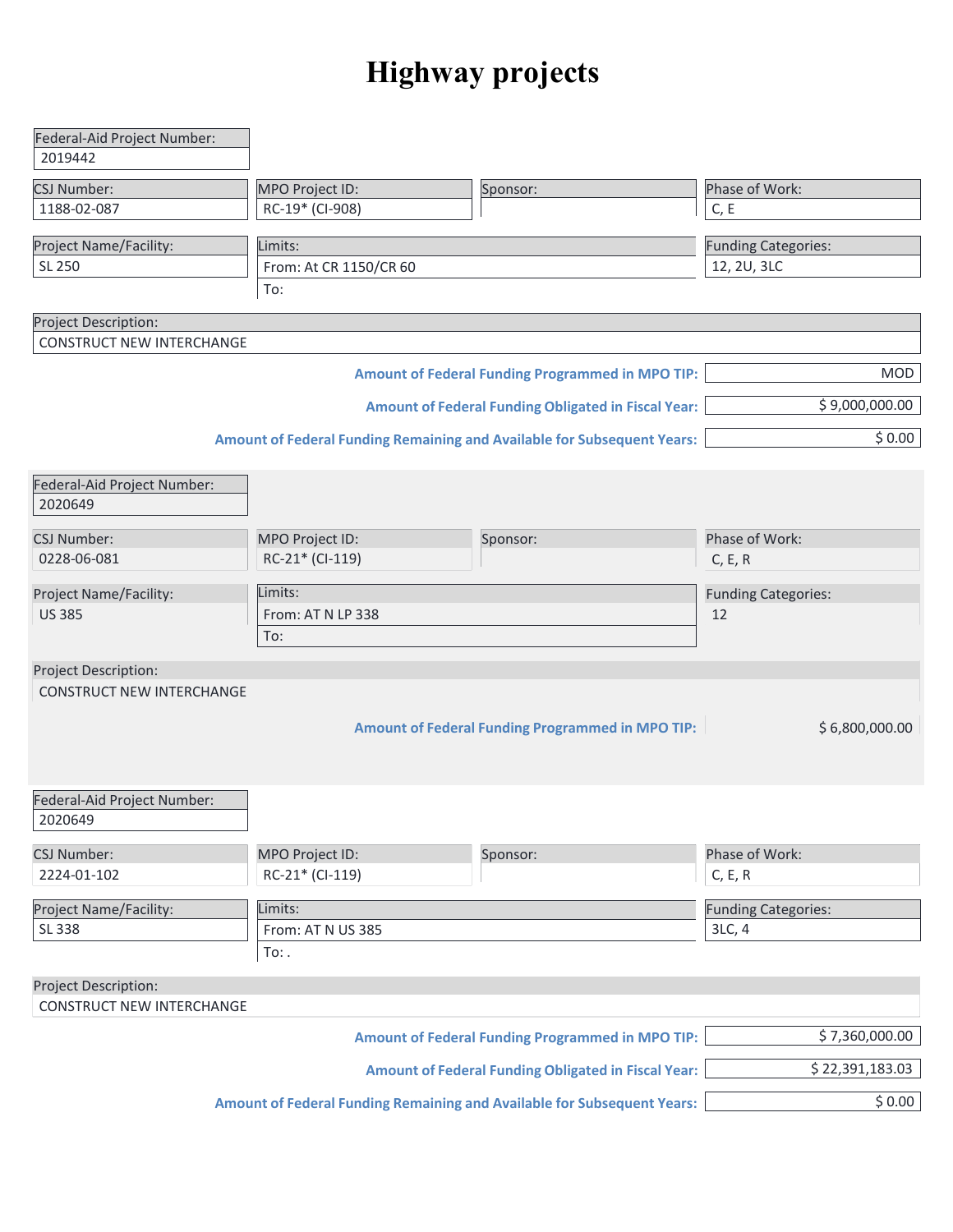# Highway projects

| Federal-Aid Project Number: |
|---|
| 2019442 |

| CSJ Number: | MPO Project ID: | Sponsor: | Phase of Work: |
|---|---|---|---|
| 1188-02-087 | RC-19* (CI-908) | | C, E |

| Project Name/Facility: | Limits: | Funding Categories: |
|---|---|---|
| SL 250 | From: At CR 1150/CR 60 | 12, 2U, 3LC |
| | To: | |

| Project Description: |
|---|
| CONSTRUCT NEW INTERCHANGE |

| | |
|---|---|
| **Amount of Federal Funding Programmed in MPO TIP:** | MOD |
| **Amount of Federal Funding Obligated in Fiscal Year:** | $ 9,000,000.00 |
| **Amount of Federal Funding Remaining and Available for Subsequent Years:** | $ 0.00 |

| Federal-Aid Project Number: |
|---|
| 2020649 |

| CSJ Number: | MPO Project ID: | Sponsor: | Phase of Work: |
|---|---|---|---|
| 0228-06-081 | RC-21* (CI-119) | | C, E, R |

| Project Name/Facility: | Limits: | Funding Categories: |
|---|---|---|
| US 385 | From: AT N LP 338 | 12 |
| | To: | |

| Project Description: |
|---|
| CONSTRUCT NEW INTERCHANGE |

| | |
|---|---|
| **Amount of Federal Funding Programmed in MPO TIP:** | $ 6,800,000.00 |

| Federal-Aid Project Number: |
|---|
| 2020649 |

| CSJ Number: | MPO Project ID: | Sponsor: | Phase of Work: |
|---|---|---|---|
| 2224-01-102 | RC-21* (CI-119) | | C, E, R |

| Project Name/Facility: | Limits: | Funding Categories: |
|---|---|---|
| SL 338 | From: AT N US 385 | 3LC, 4 |
| | To: . | |

| Project Description: |
|---|
| CONSTRUCT NEW INTERCHANGE |

| | |
|---|---|
| **Amount of Federal Funding Programmed in MPO TIP:** | $ 7,360,000.00 |
| **Amount of Federal Funding Obligated in Fiscal Year:** | $ 22,391,183.03 |
| **Amount of Federal Funding Remaining and Available for Subsequent Years:** | $ 0.00 |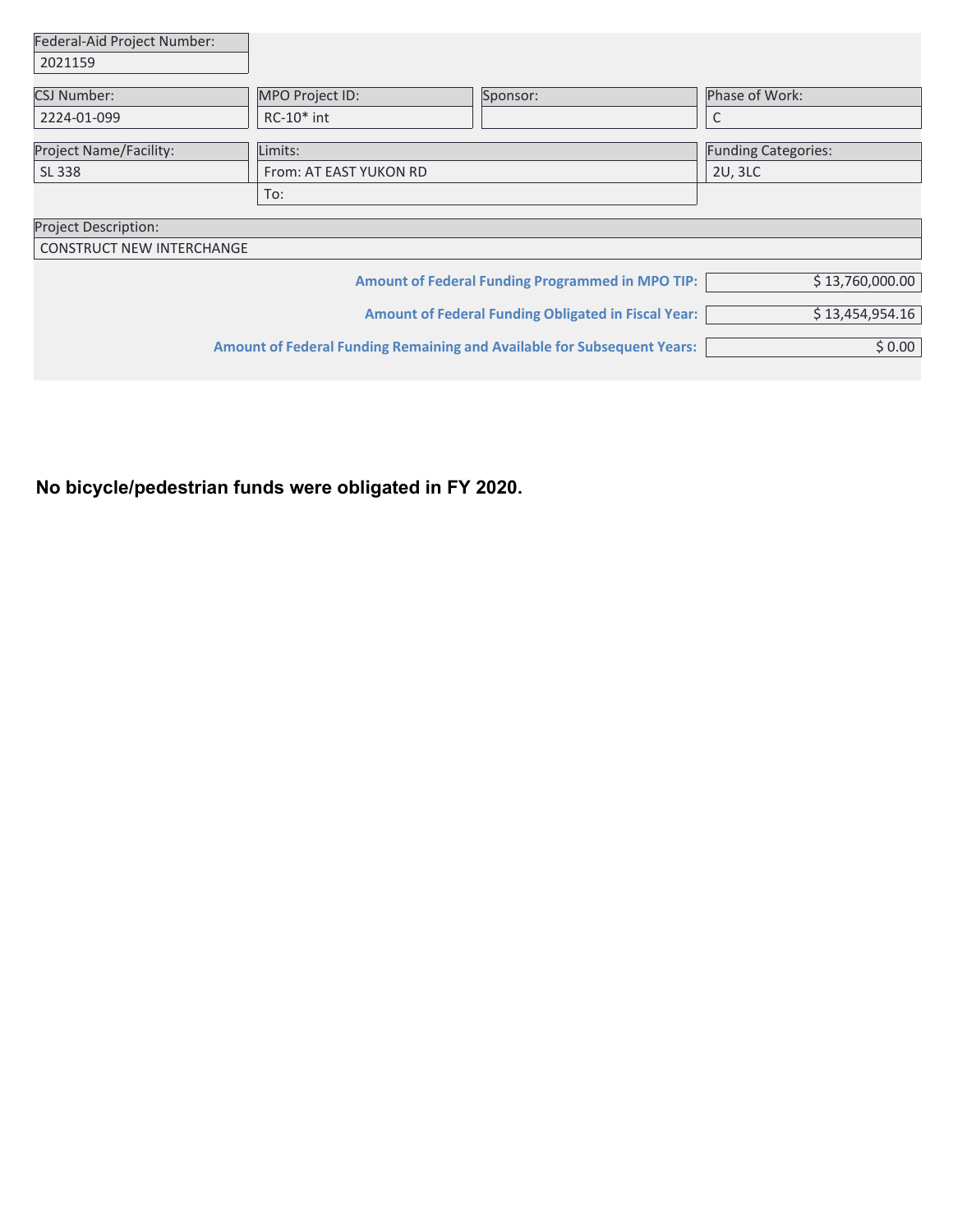| Federal-Aid Project Number: |
| --- |
| 2021159 |

| CSJ Number: | MPO Project ID: | Sponsor: | Phase of Work: |
| --- | --- | --- | --- |
| 2224-01-099 | RC-10* int | | C |

| Project Name/Facility: | Limits: | Funding Categories: |
| --- | --- | --- |
| SL 338 | From: AT EAST YUKON RD | 2U, 3LC |
| | To: | |

| Project Description: |
| --- |
| CONSTRUCT NEW INTERCHANGE |

| | |
| --- | --- |
| **Amount of Federal Funding Programmed in MPO TIP:** | $ 13,760,000.00 |
| **Amount of Federal Funding Obligated in Fiscal Year:** | $ 13,454,954.16 |
| **Amount of Federal Funding Remaining and Available for Subsequent Years:** | $ 0.00 |

**No bicycle/pedestrian funds were obligated in FY 2020.**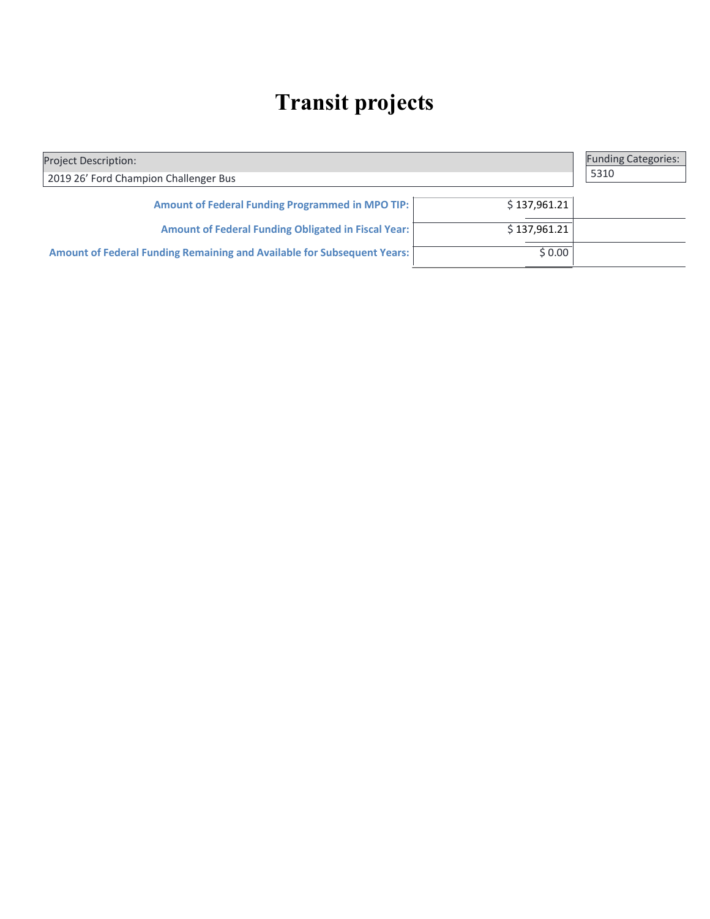# Transit projects

| Project Description: | Funding Categories: |
|---|---|
| 2019 26’ Ford Champion Challenger Bus | 5310 |

| | |
|---|---|
| **Amount of Federal Funding Programmed in MPO TIP:** | $ 137,961.21 |
| **Amount of Federal Funding Obligated in Fiscal Year:** | $ 137,961.21 |
| **Amount of Federal Funding Remaining and Available for Subsequent Years:** | $ 0.00 |